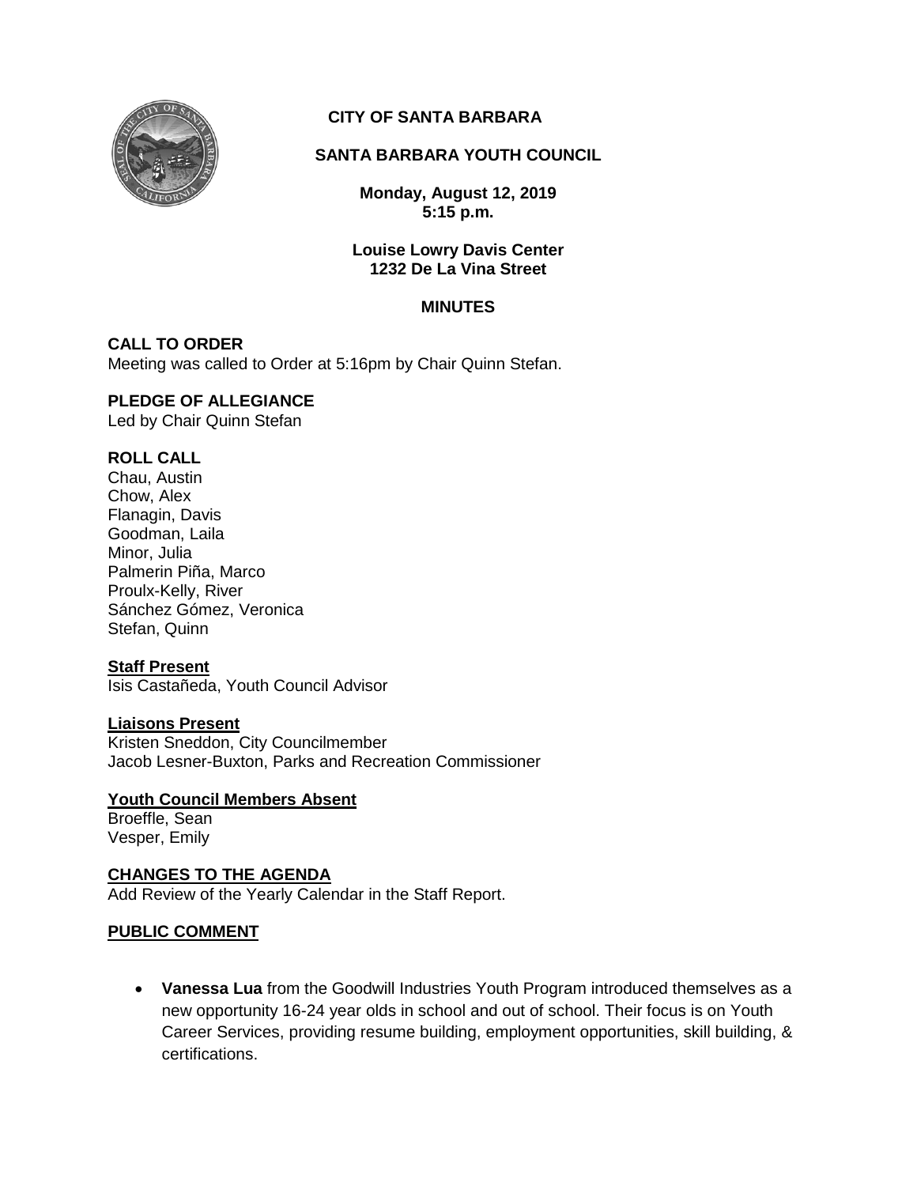# CITY OF SANTA BARBARA

## SANTA BARBARA YOUTH COUNCIL

**Monday, August 12, 2019**
**5:15 p.m.**

**Louise Lowry Davis Center**
**1232 De La Vina Street**

**MINUTES**

**CALL TO ORDER**
Meeting was called to Order at 5:16pm by Chair Quinn Stefan.

**PLEDGE OF ALLEGIANCE**
Led by Chair Quinn Stefan

**ROLL CALL**
Chau, Austin
Chow, Alex
Flanagin, Davis
Goodman, Laila
Minor, Julia
Palmerin Piña, Marco
Proulx-Kelly, River
Sánchez Gómez, Veronica
Stefan, Quinn

**Staff Present**
Isis Castañeda, Youth Council Advisor

**Liaisons Present**
Kristen Sneddon, City Councilmember
Jacob Lesner-Buxton, Parks and Recreation Commissioner

**Youth Council Members Absent**
Broeffle, Sean
Vesper, Emily

**CHANGES TO THE AGENDA**
Add Review of the Yearly Calendar in the Staff Report.

**PUBLIC COMMENT**

- **Vanessa Lua** from the Goodwill Industries Youth Program introduced themselves as a new opportunity 16-24 year olds in school and out of school. Their focus is on Youth Career Services, providing resume building, employment opportunities, skill building, & certifications.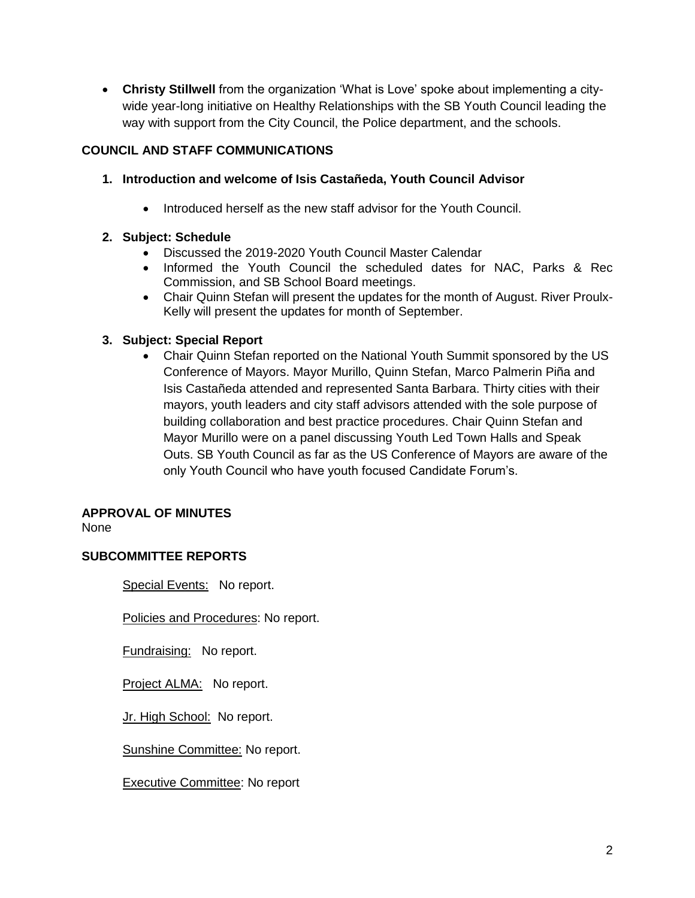- **Christy Stillwell** from the organization 'What is Love' spoke about implementing a city-wide year-long initiative on Healthy Relationships with the SB Youth Council leading the way with support from the City Council, the Police department, and the schools.

## COUNCIL AND STAFF COMMUNICATIONS

1. **Introduction and welcome of Isis Castañeda, Youth Council Advisor**

   - Introduced herself as the new staff advisor for the Youth Council.

2. **Subject: Schedule**
   - Discussed the 2019-2020 Youth Council Master Calendar
   - Informed the Youth Council the scheduled dates for NAC, Parks & Rec Commission, and SB School Board meetings.
   - Chair Quinn Stefan will present the updates for the month of August. River Proulx-Kelly will present the updates for month of September.

3. **Subject: Special Report**
   - Chair Quinn Stefan reported on the National Youth Summit sponsored by the US Conference of Mayors. Mayor Murillo, Quinn Stefan, Marco Palmerin Piña and Isis Castañeda attended and represented Santa Barbara. Thirty cities with their mayors, youth leaders and city staff advisors attended with the sole purpose of building collaboration and best practice procedures. Chair Quinn Stefan and Mayor Murillo were on a panel discussing Youth Led Town Halls and Speak Outs. SB Youth Council as far as the US Conference of Mayors are aware of the only Youth Council who have youth focused Candidate Forum's.

## APPROVAL OF MINUTES

None

## SUBCOMMITTEE REPORTS

Special Events: No report.

Policies and Procedures: No report.

Fundraising: No report.

Project ALMA: No report.

Jr. High School: No report.

Sunshine Committee: No report.

Executive Committee: No report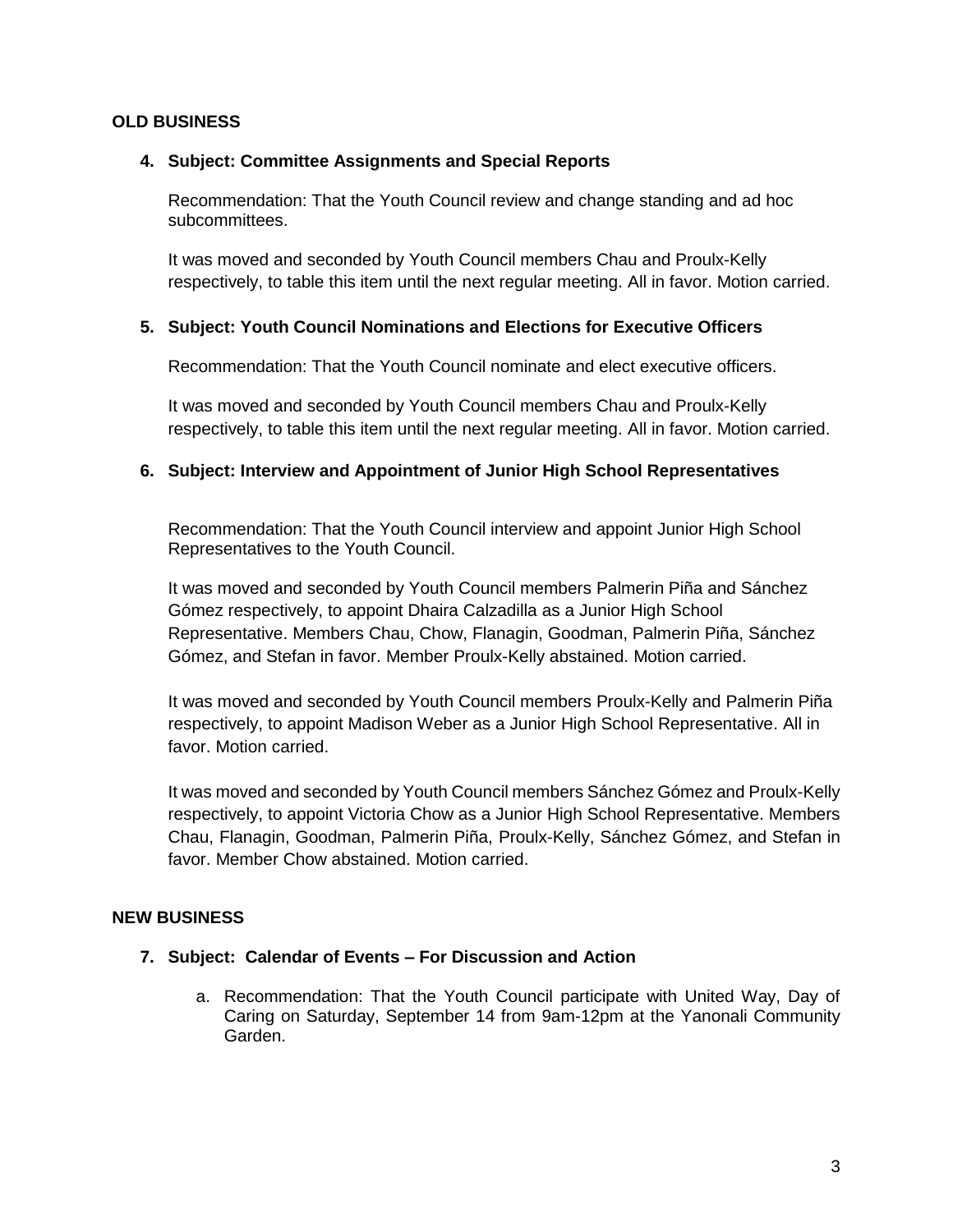## OLD BUSINESS

### 4. Subject: Committee Assignments and Special Reports

Recommendation: That the Youth Council review and change standing and ad hoc subcommittees.

It was moved and seconded by Youth Council members Chau and Proulx-Kelly respectively, to table this item until the next regular meeting. All in favor. Motion carried.

### 5. Subject: Youth Council Nominations and Elections for Executive Officers

Recommendation: That the Youth Council nominate and elect executive officers.

It was moved and seconded by Youth Council members Chau and Proulx-Kelly respectively, to table this item until the next regular meeting. All in favor. Motion carried.

### 6. Subject: Interview and Appointment of Junior High School Representatives

Recommendation: That the Youth Council interview and appoint Junior High School Representatives to the Youth Council.

It was moved and seconded by Youth Council members Palmerin Piña and Sánchez Gómez respectively, to appoint Dhaira Calzadilla as a Junior High School Representative. Members Chau, Chow, Flanagin, Goodman, Palmerin Piña, Sánchez Gómez, and Stefan in favor. Member Proulx-Kelly abstained. Motion carried.

It was moved and seconded by Youth Council members Proulx-Kelly and Palmerin Piña respectively, to appoint Madison Weber as a Junior High School Representative. All in favor. Motion carried.

It was moved and seconded by Youth Council members Sánchez Gómez and Proulx-Kelly respectively, to appoint Victoria Chow as a Junior High School Representative. Members Chau, Flanagin, Goodman, Palmerin Piña, Proulx-Kelly, Sánchez Gómez, and Stefan in favor. Member Chow abstained. Motion carried.

## NEW BUSINESS

### 7. Subject: Calendar of Events – For Discussion and Action

a. Recommendation: That the Youth Council participate with United Way, Day of Caring on Saturday, September 14 from 9am-12pm at the Yanonali Community Garden.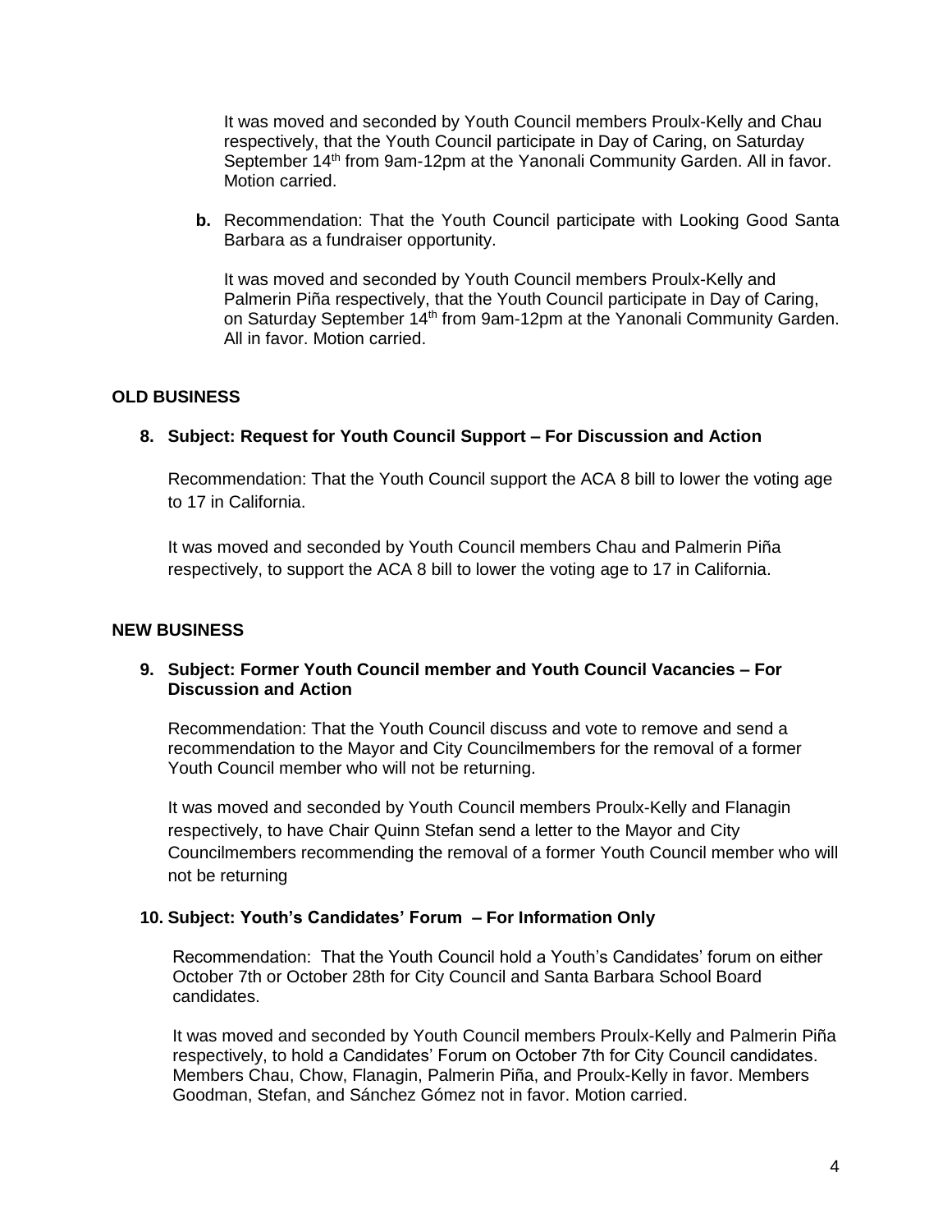It was moved and seconded by Youth Council members Proulx-Kelly and Chau respectively, that the Youth Council participate in Day of Caring, on Saturday September 14th from 9am-12pm at the Yanonali Community Garden. All in favor. Motion carried.

**b.** Recommendation: That the Youth Council participate with Looking Good Santa Barbara as a fundraiser opportunity.

It was moved and seconded by Youth Council members Proulx-Kelly and Palmerin Piña respectively, that the Youth Council participate in Day of Caring, on Saturday September 14th from 9am-12pm at the Yanonali Community Garden. All in favor. Motion carried.

## OLD BUSINESS

### 8. Subject: Request for Youth Council Support – For Discussion and Action

Recommendation: That the Youth Council support the ACA 8 bill to lower the voting age to 17 in California.

It was moved and seconded by Youth Council members Chau and Palmerin Piña respectively, to support the ACA 8 bill to lower the voting age to 17 in California.

## NEW BUSINESS

### 9. Subject: Former Youth Council member and Youth Council Vacancies – For Discussion and Action

Recommendation: That the Youth Council discuss and vote to remove and send a recommendation to the Mayor and City Councilmembers for the removal of a former Youth Council member who will not be returning.

It was moved and seconded by Youth Council members Proulx-Kelly and Flanagin respectively, to have Chair Quinn Stefan send a letter to the Mayor and City Councilmembers recommending the removal of a former Youth Council member who will not be returning

### 10. Subject: Youth's Candidates' Forum – For Information Only

Recommendation: That the Youth Council hold a Youth's Candidates' forum on either October 7th or October 28th for City Council and Santa Barbara School Board candidates.

It was moved and seconded by Youth Council members Proulx-Kelly and Palmerin Piña respectively, to hold a Candidates' Forum on October 7th for City Council candidates. Members Chau, Chow, Flanagin, Palmerin Piña, and Proulx-Kelly in favor. Members Goodman, Stefan, and Sánchez Gómez not in favor. Motion carried.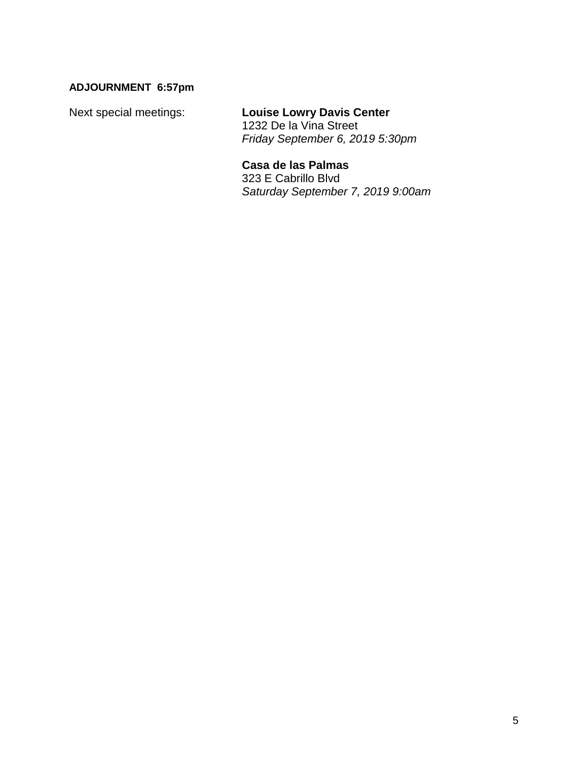**ADJOURNMENT 6:57pm**

Next special meetings:

**Louise Lowry Davis Center**
1232 De la Vina Street
*Friday September 6, 2019 5:30pm*

**Casa de las Palmas**
323 E Cabrillo Blvd
*Saturday September 7, 2019 9:00am*